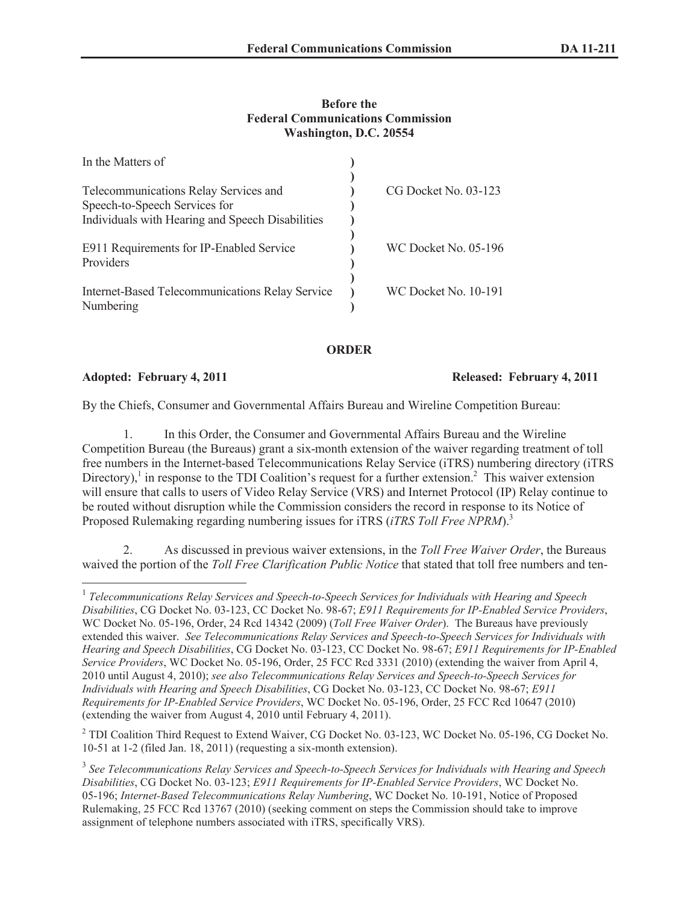**Before the**
**Federal Communications Commission**
**Washington, D.C. 20554**

| | | |
|---|---|---|
| In the Matters of | ) | |
| | ) | |
| Telecommunications Relay Services and Speech-to-Speech Services for Individuals with Hearing and Speech Disabilities | ) | CG Docket No. 03-123 |
| | ) | |
| E911 Requirements for IP-Enabled Service Providers | ) | WC Docket No. 05-196 |
| | ) | |
| Internet-Based Telecommunications Relay Service Numbering | ) | WC Docket No. 10-191 |

**ORDER**

**Adopted: February 4, 2011** **Released: February 4, 2011**

By the Chiefs, Consumer and Governmental Affairs Bureau and Wireline Competition Bureau:

1. In this Order, the Consumer and Governmental Affairs Bureau and the Wireline Competition Bureau (the Bureaus) grant a six-month extension of the waiver regarding treatment of toll free numbers in the Internet-based Telecommunications Relay Service (iTRS) numbering directory (iTRS Directory),[1] in response to the TDI Coalition's request for a further extension.[2] This waiver extension will ensure that calls to users of Video Relay Service (VRS) and Internet Protocol (IP) Relay continue to be routed without disruption while the Commission considers the record in response to its Notice of Proposed Rulemaking regarding numbering issues for iTRS (*iTRS Toll Free NPRM*).[3]

2. As discussed in previous waiver extensions, in the *Toll Free Waiver Order*, the Bureaus waived the portion of the *Toll Free Clarification Public Notice* that stated that toll free numbers and ten-

[1] *Telecommunications Relay Services and Speech-to-Speech Services for Individuals with Hearing and Speech Disabilities*, CG Docket No. 03-123, CC Docket No. 98-67; *E911 Requirements for IP-Enabled Service Providers*, WC Docket No. 05-196, Order, 24 Rcd 14342 (2009) (*Toll Free Waiver Order*). The Bureaus have previously extended this waiver. *See Telecommunications Relay Services and Speech-to-Speech Services for Individuals with Hearing and Speech Disabilities*, CG Docket No. 03-123, CC Docket No. 98-67; *E911 Requirements for IP-Enabled Service Providers*, WC Docket No. 05-196, Order, 25 FCC Rcd 3331 (2010) (extending the waiver from April 4, 2010 until August 4, 2010); *see also Telecommunications Relay Services and Speech-to-Speech Services for Individuals with Hearing and Speech Disabilities*, CG Docket No. 03-123, CC Docket No. 98-67; *E911 Requirements for IP-Enabled Service Providers*, WC Docket No. 05-196, Order, 25 FCC Rcd 10647 (2010) (extending the waiver from August 4, 2010 until February 4, 2011).

[2] TDI Coalition Third Request to Extend Waiver, CG Docket No. 03-123, WC Docket No. 05-196, CG Docket No. 10-51 at 1-2 (filed Jan. 18, 2011) (requesting a six-month extension).

[3] *See Telecommunications Relay Services and Speech-to-Speech Services for Individuals with Hearing and Speech Disabilities*, CG Docket No. 03-123; *E911 Requirements for IP-Enabled Service Providers*, WC Docket No. 05-196; *Internet-Based Telecommunications Relay Numbering*, WC Docket No. 10-191, Notice of Proposed Rulemaking, 25 FCC Rcd 13767 (2010) (seeking comment on steps the Commission should take to improve assignment of telephone numbers associated with iTRS, specifically VRS).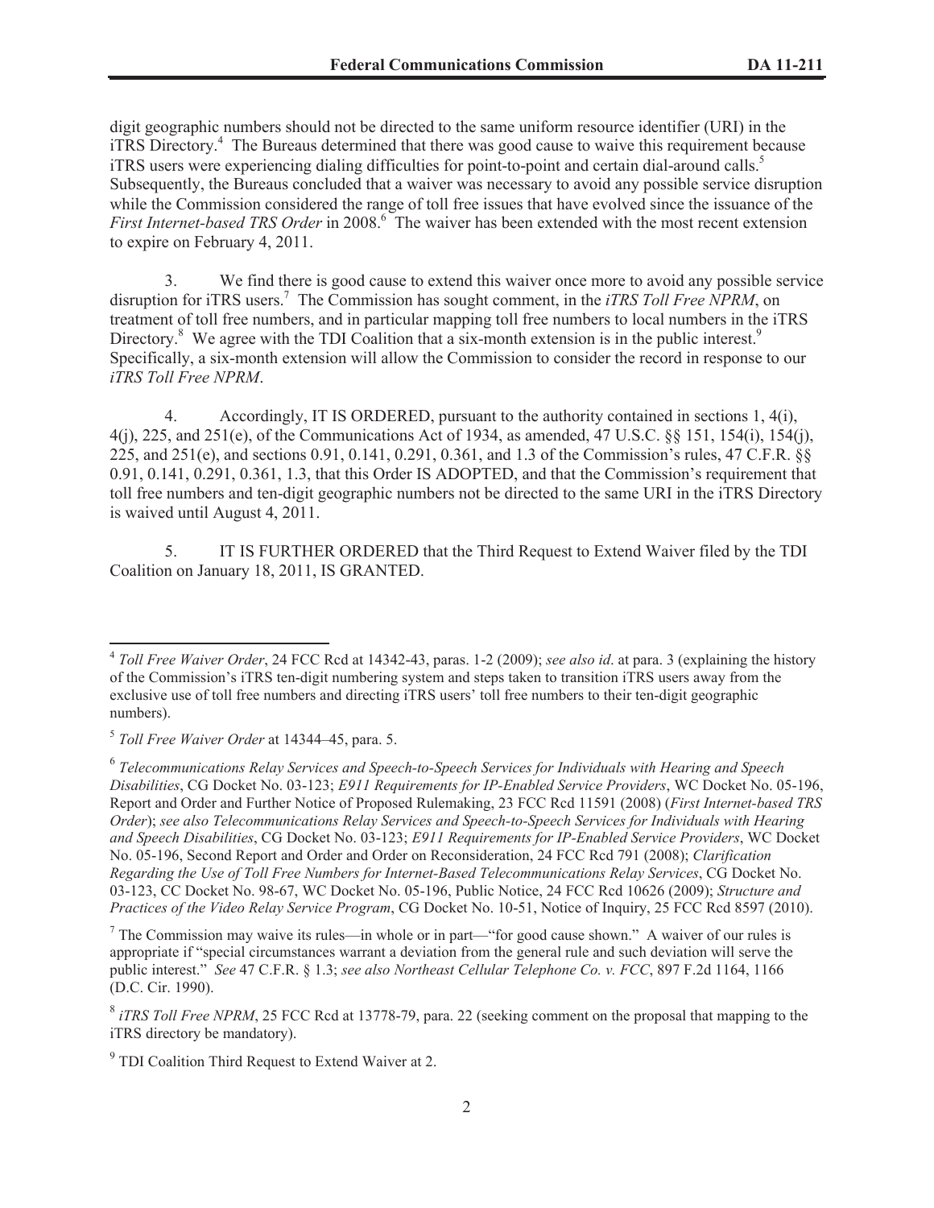digit geographic numbers should not be directed to the same uniform resource identifier (URI) in the iTRS Directory.[4] The Bureaus determined that there was good cause to waive this requirement because iTRS users were experiencing dialing difficulties for point-to-point and certain dial-around calls.[5] Subsequently, the Bureaus concluded that a waiver was necessary to avoid any possible service disruption while the Commission considered the range of toll free issues that have evolved since the issuance of the *First Internet-based TRS Order* in 2008.[6] The waiver has been extended with the most recent extension to expire on February 4, 2011.

3. We find there is good cause to extend this waiver once more to avoid any possible service disruption for iTRS users.[7] The Commission has sought comment, in the *iTRS Toll Free NPRM*, on treatment of toll free numbers, and in particular mapping toll free numbers to local numbers in the iTRS Directory.[8] We agree with the TDI Coalition that a six-month extension is in the public interest.[9] Specifically, a six-month extension will allow the Commission to consider the record in response to our *iTRS Toll Free NPRM*.

4. Accordingly, IT IS ORDERED, pursuant to the authority contained in sections 1, 4(i), 4(j), 225, and 251(e), of the Communications Act of 1934, as amended, 47 U.S.C. §§ 151, 154(i), 154(j), 225, and 251(e), and sections 0.91, 0.141, 0.291, 0.361, and 1.3 of the Commission's rules, 47 C.F.R. §§ 0.91, 0.141, 0.291, 0.361, 1.3, that this Order IS ADOPTED, and that the Commission's requirement that toll free numbers and ten-digit geographic numbers not be directed to the same URI in the iTRS Directory is waived until August 4, 2011.

5. IT IS FURTHER ORDERED that the Third Request to Extend Waiver filed by the TDI Coalition on January 18, 2011, IS GRANTED.

---

[4] *Toll Free Waiver Order*, 24 FCC Rcd at 14342-43, paras. 1-2 (2009); *see also id*. at para. 3 (explaining the history of the Commission's iTRS ten-digit numbering system and steps taken to transition iTRS users away from the exclusive use of toll free numbers and directing iTRS users' toll free numbers to their ten-digit geographic numbers).

[5] *Toll Free Waiver Order* at 14344–45, para. 5.

[6] *Telecommunications Relay Services and Speech-to-Speech Services for Individuals with Hearing and Speech Disabilities*, CG Docket No. 03-123; *E911 Requirements for IP-Enabled Service Providers*, WC Docket No. 05-196, Report and Order and Further Notice of Proposed Rulemaking, 23 FCC Rcd 11591 (2008) (*First Internet-based TRS Order*); *see also Telecommunications Relay Services and Speech-to-Speech Services for Individuals with Hearing and Speech Disabilities*, CG Docket No. 03-123; *E911 Requirements for IP-Enabled Service Providers*, WC Docket No. 05-196, Second Report and Order and Order on Reconsideration, 24 FCC Rcd 791 (2008); *Clarification Regarding the Use of Toll Free Numbers for Internet-Based Telecommunications Relay Services*, CG Docket No. 03-123, CC Docket No. 98-67, WC Docket No. 05-196, Public Notice, 24 FCC Rcd 10626 (2009); *Structure and Practices of the Video Relay Service Program*, CG Docket No. 10-51, Notice of Inquiry, 25 FCC Rcd 8597 (2010).

[7] The Commission may waive its rules—in whole or in part—"for good cause shown." A waiver of our rules is appropriate if "special circumstances warrant a deviation from the general rule and such deviation will serve the public interest." *See* 47 C.F.R. § 1.3; *see also Northeast Cellular Telephone Co. v. FCC*, 897 F.2d 1164, 1166 (D.C. Cir. 1990).

[8] *iTRS Toll Free NPRM*, 25 FCC Rcd at 13778-79, para. 22 (seeking comment on the proposal that mapping to the iTRS directory be mandatory).

[9] TDI Coalition Third Request to Extend Waiver at 2.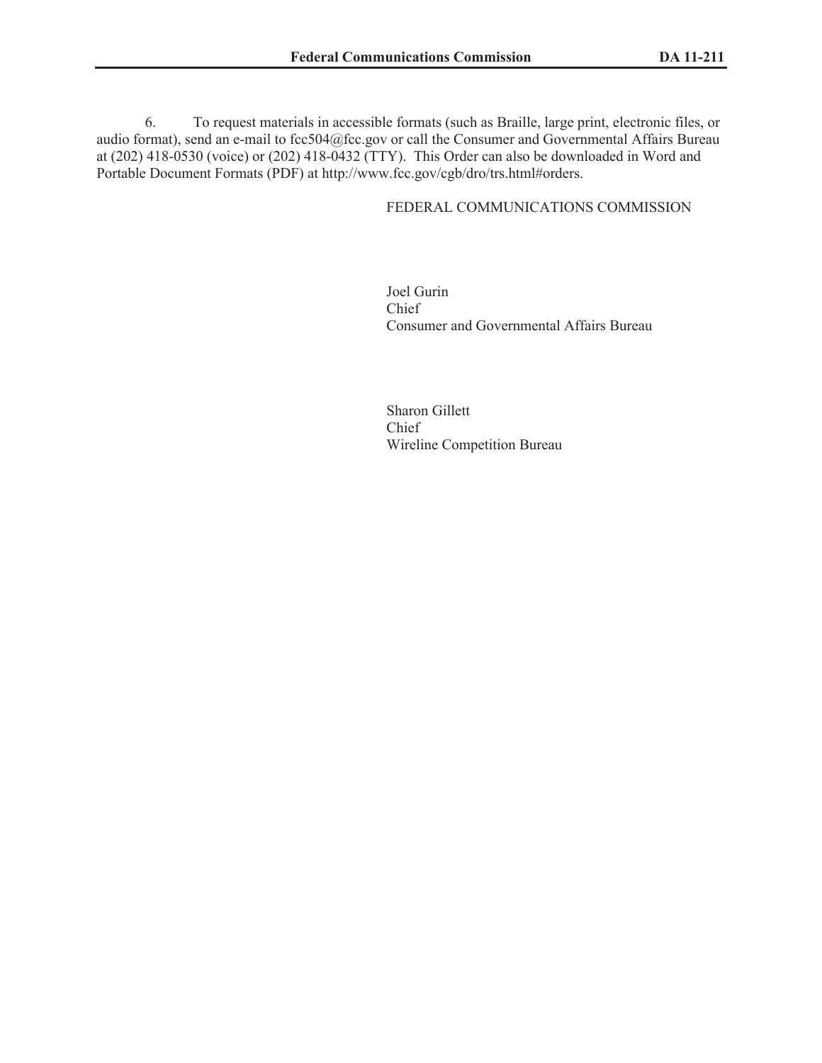6. To request materials in accessible formats (such as Braille, large print, electronic files, or audio format), send an e-mail to fcc504@fcc.gov or call the Consumer and Governmental Affairs Bureau at (202) 418-0530 (voice) or (202) 418-0432 (TTY). This Order can also be downloaded in Word and Portable Document Formats (PDF) at http://www.fcc.gov/cgb/dro/trs.html#orders.

FEDERAL COMMUNICATIONS COMMISSION

Joel Gurin
Chief
Consumer and Governmental Affairs Bureau

Sharon Gillett
Chief
Wireline Competition Bureau